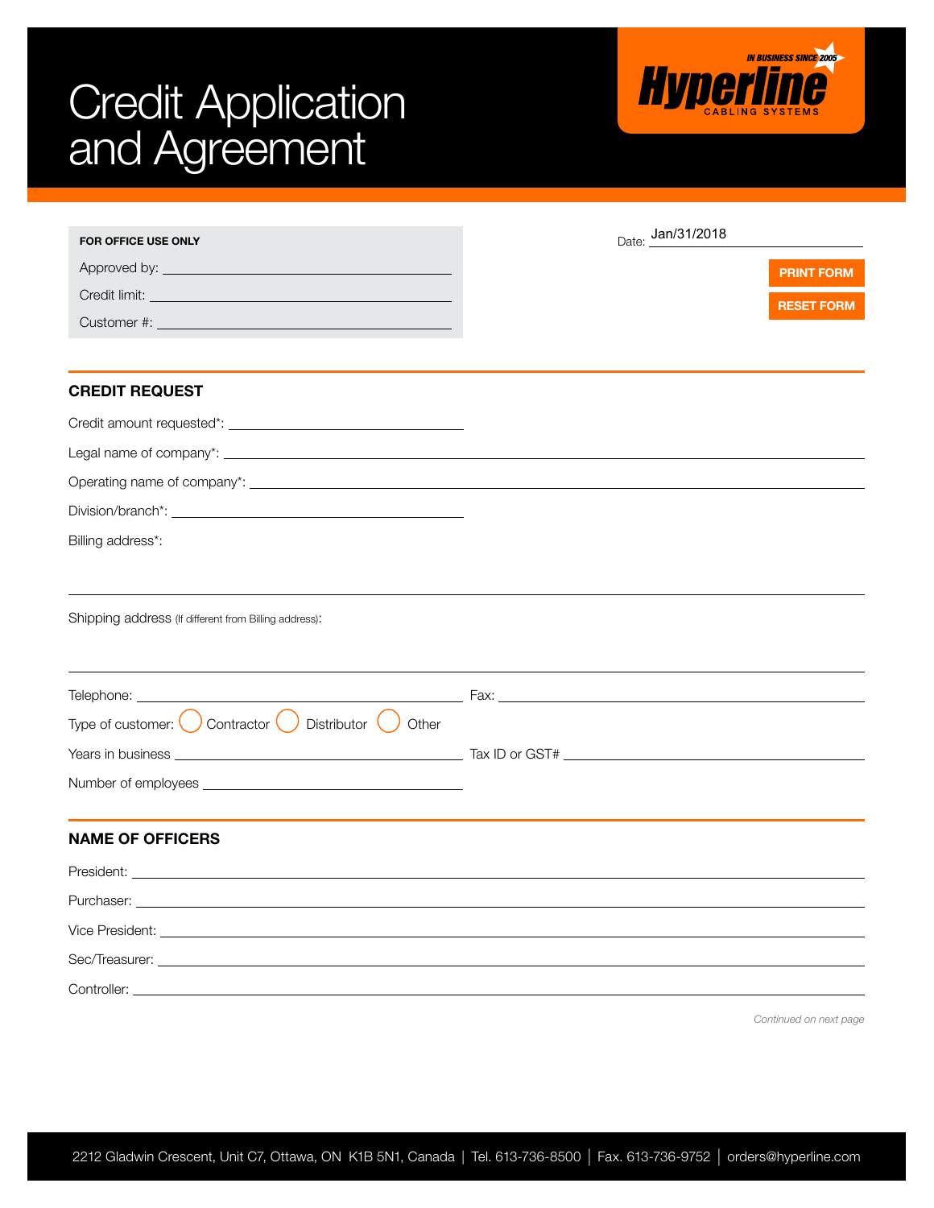# Credit Application and Agreement

IN BUSINESS SINCE 2005
Hyperline
CABLING SYSTEMS

**FOR OFFICE USE ONLY**

Approved by: ______________________

Credit limit: ______________________

Customer #: ______________________

Date: Jan/31/2018

PRINT FORM

RESET FORM

## CREDIT REQUEST

Credit amount requested*: ______________________

Legal name of company*: ______________________

Operating name of company*: ______________________

Division/branch*: ______________________

Billing address*:

______________________

Shipping address (If different from Billing address):

______________________

Telephone: ______________________ Fax: ______________________

Type of customer: ◯ Contractor ◯ Distributor ◯ Other

Years in business ______________________ Tax ID or GST# ______________________

Number of employees ______________________

## NAME OF OFFICERS

President: ______________________

Purchaser: ______________________

Vice President: ______________________

Sec/Treasurer: ______________________

Controller: ______________________

*Continued on next page*

2212 Gladwin Crescent, Unit C7, Ottawa, ON K1B 5N1, Canada | Tel. 613-736-8500 | Fax. 613-736-9752 | orders@hyperline.com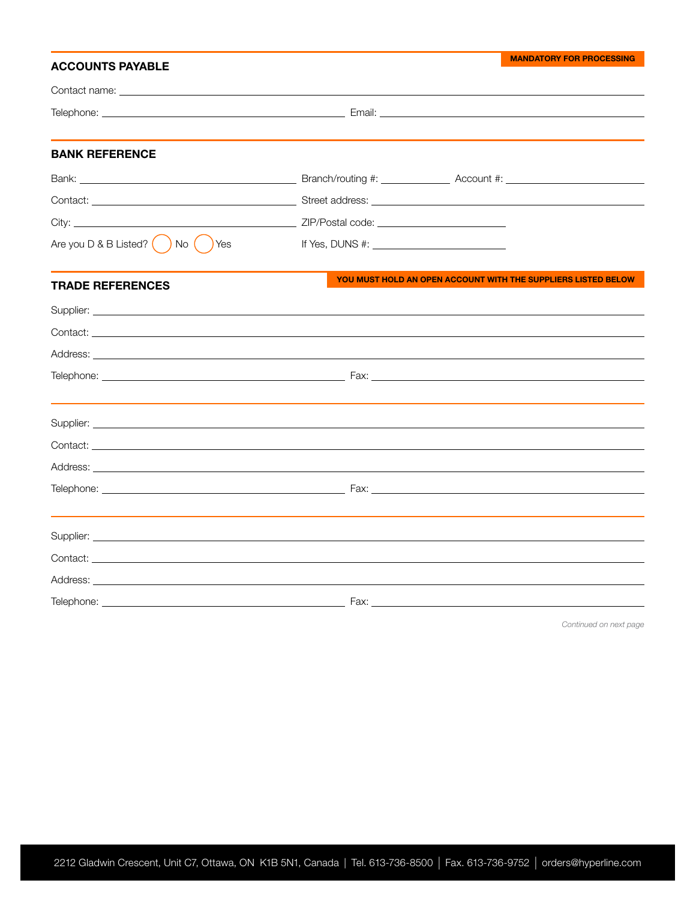## ACCOUNTS PAYABLE

**MANDATORY FOR PROCESSING**

Contact name: ______________________________

Telephone: ______________________________ Email: ______________________________

## BANK REFERENCE

Bank: ______________________________ Branch/routing #: ______________ Account #: ______________

Contact: ______________________________ Street address: ______________________________

City: ______________________________ ZIP/Postal code: ______________

Are you D & B Listed? ◯ No ◯ Yes If Yes, DUNS #: ______________

## TRADE REFERENCES

**YOU MUST HOLD AN OPEN ACCOUNT WITH THE SUPPLIERS LISTED BELOW**

Supplier: ______________________________

Contact: ______________________________

Address: ______________________________

Telephone: ______________________________ Fax: ______________________________

---

Supplier: ______________________________

Contact: ______________________________

Address: ______________________________

Telephone: ______________________________ Fax: ______________________________

---

Supplier: ______________________________

Contact: ______________________________

Address: ______________________________

Telephone: ______________________________ Fax: ______________________________

*Continued on next page*

2212 Gladwin Crescent, Unit C7, Ottawa, ON K1B 5N1, Canada | Tel. 613-736-8500 | Fax. 613-736-9752 | orders@hyperline.com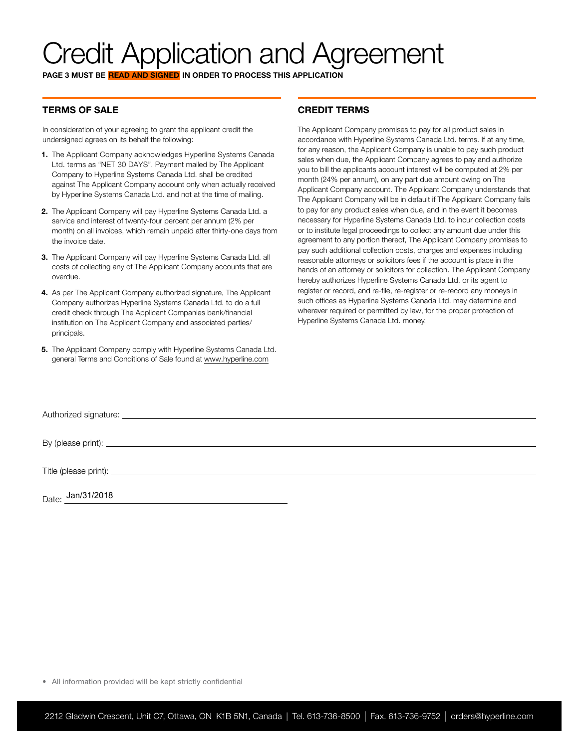# Credit Application and Agreement

**PAGE 3 MUST BE READ AND SIGNED IN ORDER TO PROCESS THIS APPLICATION**

## TERMS OF SALE

In consideration of your agreeing to grant the applicant credit the undersigned agrees on its behalf the following:

1. The Applicant Company acknowledges Hyperline Systems Canada Ltd. terms as "NET 30 DAYS". Payment mailed by The Applicant Company to Hyperline Systems Canada Ltd. shall be credited against The Applicant Company account only when actually received by Hyperline Systems Canada Ltd. and not at the time of mailing.
2. The Applicant Company will pay Hyperline Systems Canada Ltd. a service and interest of twenty-four percent per annum (2% per month) on all invoices, which remain unpaid after thirty-one days from the invoice date.
3. The Applicant Company will pay Hyperline Systems Canada Ltd. all costs of collecting any of The Applicant Company accounts that are overdue.
4. As per The Applicant Company authorized signature, The Applicant Company authorizes Hyperline Systems Canada Ltd. to do a full credit check through The Applicant Companies bank/financial institution on The Applicant Company and associated parties/principals.
5. The Applicant Company comply with Hyperline Systems Canada Ltd. general Terms and Conditions of Sale found at www.hyperline.com

## CREDIT TERMS

The Applicant Company promises to pay for all product sales in accordance with Hyperline Systems Canada Ltd. terms. If at any time, for any reason, the Applicant Company is unable to pay such product sales when due, the Applicant Company agrees to pay and authorize you to bill the applicants account interest will be computed at 2% per month (24% per annum), on any part due amount owing on The Applicant Company account. The Applicant Company understands that The Applicant Company will be in default if The Applicant Company fails to pay for any product sales when due, and in the event it becomes necessary for Hyperline Systems Canada Ltd. to incur collection costs or to institute legal proceedings to collect any amount due under this agreement to any portion thereof, The Applicant Company promises to pay such additional collection costs, charges and expenses including reasonable attorneys or solicitors fees if the account is place in the hands of an attorney or solicitors for collection. The Applicant Company hereby authorizes Hyperline Systems Canada Ltd. or its agent to register or record, and re-file, re-register or re-record any moneys in such offices as Hyperline Systems Canada Ltd. may determine and wherever required or permitted by law, for the proper protection of Hyperline Systems Canada Ltd. money.

Authorized signature: ____________________

By (please print): ____________________

Title (please print): ____________________

Date: Jan/31/2018

- All information provided will be kept strictly confidential

2212 Gladwin Crescent, Unit C7, Ottawa, ON K1B 5N1, Canada | Tel. 613-736-8500 | Fax. 613-736-9752 | orders@hyperline.com